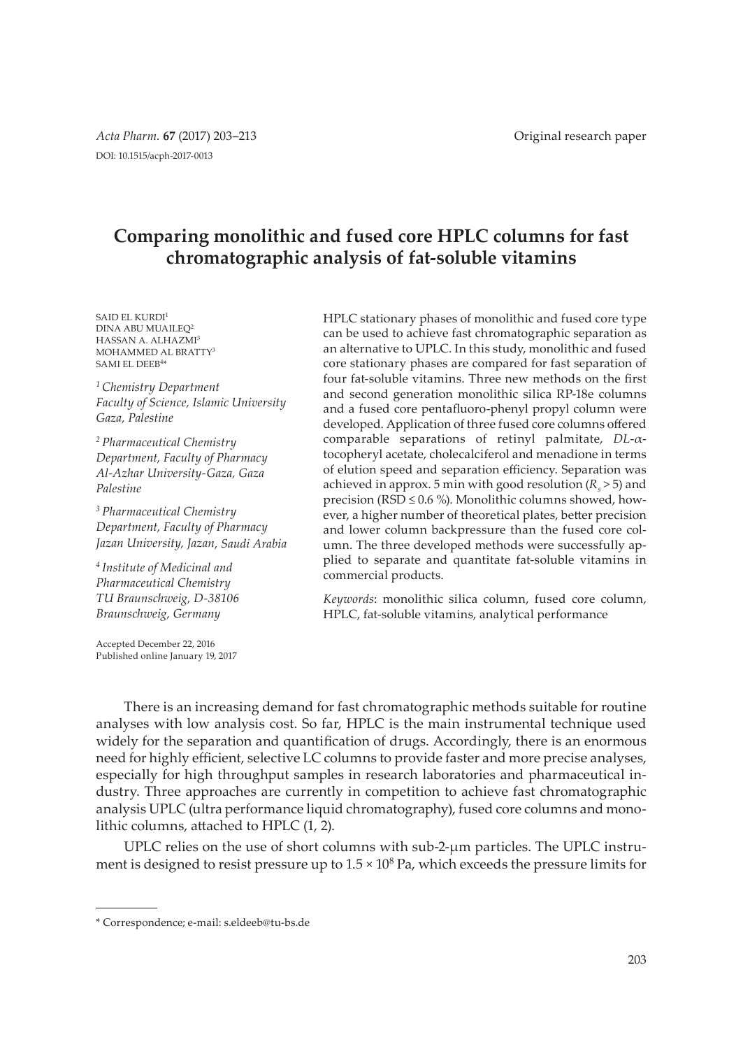Original research paper

DOI: 10.1515/acph-2017-0013

# Comparing monolithic and fused core HPLC columns for fast chromatographic analysis of fat-soluble vitamins

SAID EL KURDI[1]
DINA ABU MUAILEQ[2]
HASSAN A. ALHAZMI[3]
MOHAMMED AL BRATTY[3]
SAMI EL DEEB[4*]

[1] *Chemistry Department Faculty of Science, Islamic University Gaza, Palestine*

[2] *Pharmaceutical Chemistry Department, Faculty of Pharmacy Al-Azhar University-Gaza, Gaza Palestine*

[3] *Pharmaceutical Chemistry Department, Faculty of Pharmacy Jazan University, Jazan, Saudi Arabia*

[4] *Institute of Medicinal and Pharmaceutical Chemistry TU Braunschweig, D-38106 Braunschweig, Germany*

Accepted December 22, 2016
Published online January 19, 2017

HPLC stationary phases of monolithic and fused core type can be used to achieve fast chromatographic separation as an alternative to UPLC. In this study, monolithic and fused core stationary phases are compared for fast separation of four fat-soluble vitamins. Three new methods on the first and second generation monolithic silica RP-18e columns and a fused core pentafluoro-phenyl propyl column were developed. Application of three fused core columns offered comparable separations of retinyl palmitate, *DL*-α-tocopheryl acetate, cholecalciferol and menadione in terms of elution speed and separation efficiency. Separation was achieved in approx. 5 min with good resolution ($R_s > 5$) and precision (RSD ≤ 0.6 %). Monolithic columns showed, however, a higher number of theoretical plates, better precision and lower column backpressure than the fused core column. The three developed methods were successfully applied to separate and quantitate fat-soluble vitamins in commercial products.

*Keywords*: monolithic silica column, fused core column, HPLC, fat-soluble vitamins, analytical performance

There is an increasing demand for fast chromatographic methods suitable for routine analyses with low analysis cost. So far, HPLC is the main instrumental technique used widely for the separation and quantification of drugs. Accordingly, there is an enormous need for highly efficient, selective LC columns to provide faster and more precise analyses, especially for high throughput samples in research laboratories and pharmaceutical industry. Three approaches are currently in competition to achieve fast chromatographic analysis UPLC (ultra performance liquid chromatography), fused core columns and monolithic columns, attached to HPLC (1, 2).

UPLC relies on the use of short columns with sub-2-μm particles. The UPLC instrument is designed to resist pressure up to $1.5 \times 10^8$ Pa, which exceeds the pressure limits for

\* Correspondence; e-mail: s.eldeeb@tu-bs.de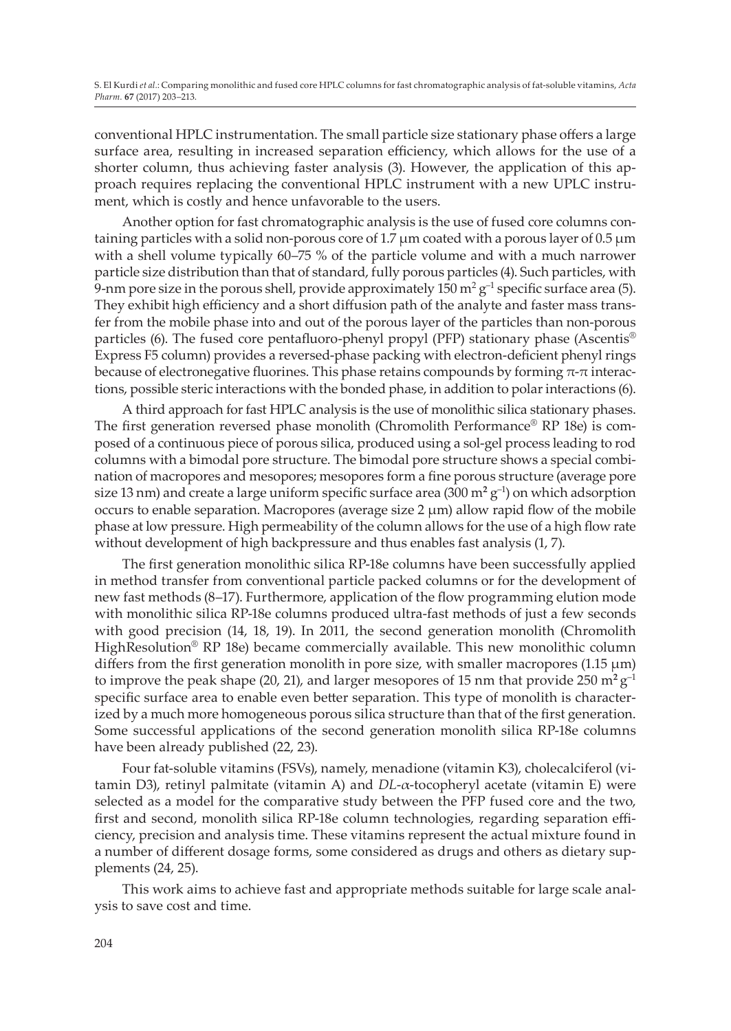conventional HPLC instrumentation. The small particle size stationary phase offers a large surface area, resulting in increased separation efficiency, which allows for the use of a shorter column, thus achieving faster analysis (3). However, the application of this approach requires replacing the conventional HPLC instrument with a new UPLC instrument, which is costly and hence unfavorable to the users.

Another option for fast chromatographic analysis is the use of fused core columns containing particles with a solid non-porous core of 1.7 μm coated with a porous layer of 0.5 μm with a shell volume typically 60–75 % of the particle volume and with a much narrower particle size distribution than that of standard, fully porous particles (4). Such particles, with 9-nm pore size in the porous shell, provide approximately 150 $m^2 g^{-1}$ specific surface area (5). They exhibit high efficiency and a short diffusion path of the analyte and faster mass transfer from the mobile phase into and out of the porous layer of the particles than non-porous particles (6). The fused core pentafluoro-phenyl propyl (PFP) stationary phase (Ascentis® Express F5 column) provides a reversed-phase packing with electron-deficient phenyl rings because of electronegative fluorines. This phase retains compounds by forming π-π interactions, possible steric interactions with the bonded phase, in addition to polar interactions (6).

A third approach for fast HPLC analysis is the use of monolithic silica stationary phases. The first generation reversed phase monolith (Chromolith Performance® RP 18e) is composed of a continuous piece of porous silica, produced using a sol-gel process leading to rod columns with a bimodal pore structure. The bimodal pore structure shows a special combination of macropores and mesopores; mesopores form a fine porous structure (average pore size 13 nm) and create a large uniform specific surface area (300 $m^2 g^{-1}$) on which adsorption occurs to enable separation. Macropores (average size 2 μm) allow rapid flow of the mobile phase at low pressure. High permeability of the column allows for the use of a high flow rate without development of high backpressure and thus enables fast analysis (1, 7).

The first generation monolithic silica RP-18e columns have been successfully applied in method transfer from conventional particle packed columns or for the development of new fast methods (8–17). Furthermore, application of the flow programming elution mode with monolithic silica RP-18e columns produced ultra-fast methods of just a few seconds with good precision (14, 18, 19). In 2011, the second generation monolith (Chromolith HighResolution® RP 18e) became commercially available. This new monolithic column differs from the first generation monolith in pore size, with smaller macropores (1.15 μm) to improve the peak shape (20, 21), and larger mesopores of 15 nm that provide 250 $m^2 g^{-1}$ specific surface area to enable even better separation. This type of monolith is characterized by a much more homogeneous porous silica structure than that of the first generation. Some successful applications of the second generation monolith silica RP-18e columns have been already published (22, 23).

Four fat-soluble vitamins (FSVs), namely, menadione (vitamin K3), cholecalciferol (vitamin D3), retinyl palmitate (vitamin A) and *DL*-α-tocopheryl acetate (vitamin E) were selected as a model for the comparative study between the PFP fused core and the two, first and second, monolith silica RP-18e column technologies, regarding separation efficiency, precision and analysis time. These vitamins represent the actual mixture found in a number of different dosage forms, some considered as drugs and others as dietary supplements (24, 25).

This work aims to achieve fast and appropriate methods suitable for large scale analysis to save cost and time.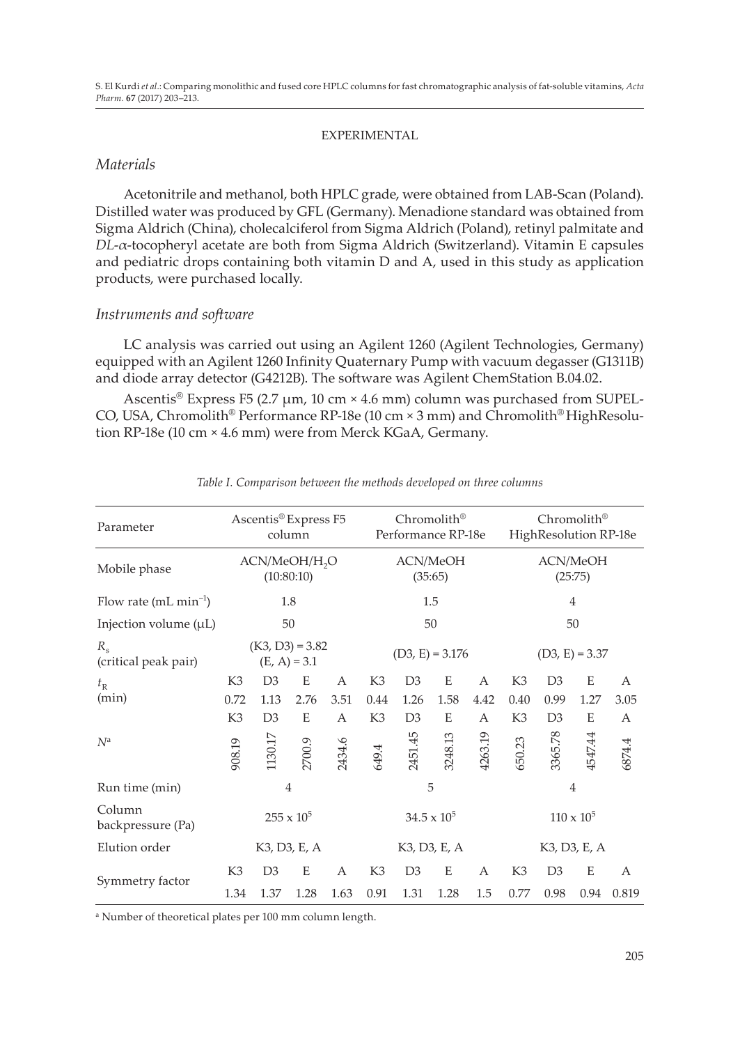## EXPERIMENTAL

### *Materials*

Acetonitrile and methanol, both HPLC grade, were obtained from LAB-Scan (Poland). Distilled water was produced by GFL (Germany). Menadione standard was obtained from Sigma Aldrich (China), cholecalciferol from Sigma Aldrich (Poland), retinyl palmitate and *DL*-$\alpha$-tocopheryl acetate are both from Sigma Aldrich (Switzerland). Vitamin E capsules and pediatric drops containing both vitamin D and A, used in this study as application products, were purchased locally.

### *Instruments and software*

LC analysis was carried out using an Agilent 1260 (Agilent Technologies, Germany) equipped with an Agilent 1260 Infinity Quaternary Pump with vacuum degasser (G1311B) and diode array detector (G4212B). The software was Agilent ChemStation B.04.02.

Ascentis® Express F5 (2.7 µm, 10 cm × 4.6 mm) column was purchased from SUPELCO, USA, Chromolith® Performance RP-18e (10 cm × 3 mm) and Chromolith® HighResolution RP-18e (10 cm × 4.6 mm) were from Merck KGaA, Germany.

*Table I. Comparison between the methods developed on three columns*

| Parameter | Ascentis® Express F5 column | | | | Chromolith® Performance RP-18e | | | | Chromolith® HighResolution RP-18e | | | |
|---|---|---|---|---|---|---|---|---|---|---|---|---|
| Mobile phase | ACN/MeOH/$H_2O$ (10:80:10) | | | | ACN/MeOH (35:65) | | | | ACN/MeOH (25:75) | | | |
| Flow rate (mL min$^{-1}$) | 1.8 | | | | 1.5 | | | | 4 | | | |
| Injection volume (µL) | 50 | | | | 50 | | | | 50 | | | |
| $R_s$ (critical peak pair) | (K3, D3) = 3.82 (E, A) = 3.1 | | | | (D3, E) = 3.176 | | | | (D3, E) = 3.37 | | | |
| $t_R$ (min) | K3 | D3 | E | A | K3 | D3 | E | A | K3 | D3 | E | A |
| | 0.72 | 1.13 | 2.76 | 3.51 | 0.44 | 1.26 | 1.58 | 4.42 | 0.40 | 0.99 | 1.27 | 3.05 |
| $N^a$ | K3 | D3 | E | A | K3 | D3 | E | A | K3 | D3 | E | A |
| | 908.19 | 1130.17 | 2700.9 | 2434.6 | 649.4 | 2451.45 | 3248.13 | 4263.19 | 650.23 | 3365.78 | 4547.44 | 6874.4 |
| Run time (min) | 4 | | | | 5 | | | | 4 | | | |
| Column backpressure (Pa) | 255 x $10^5$ | | | | 34.5 x $10^5$ | | | | 110 x $10^5$ | | | |
| Elution order | K3, D3, E, A | | | | K3, D3, E, A | | | | K3, D3, E, A | | | |
| Symmetry factor | K3 | D3 | E | A | K3 | D3 | E | A | K3 | D3 | E | A |
| | 1.34 | 1.37 | 1.28 | 1.63 | 0.91 | 1.31 | 1.28 | 1.5 | 0.77 | 0.98 | 0.94 | 0.819 |

[a] Number of theoretical plates per 100 mm column length.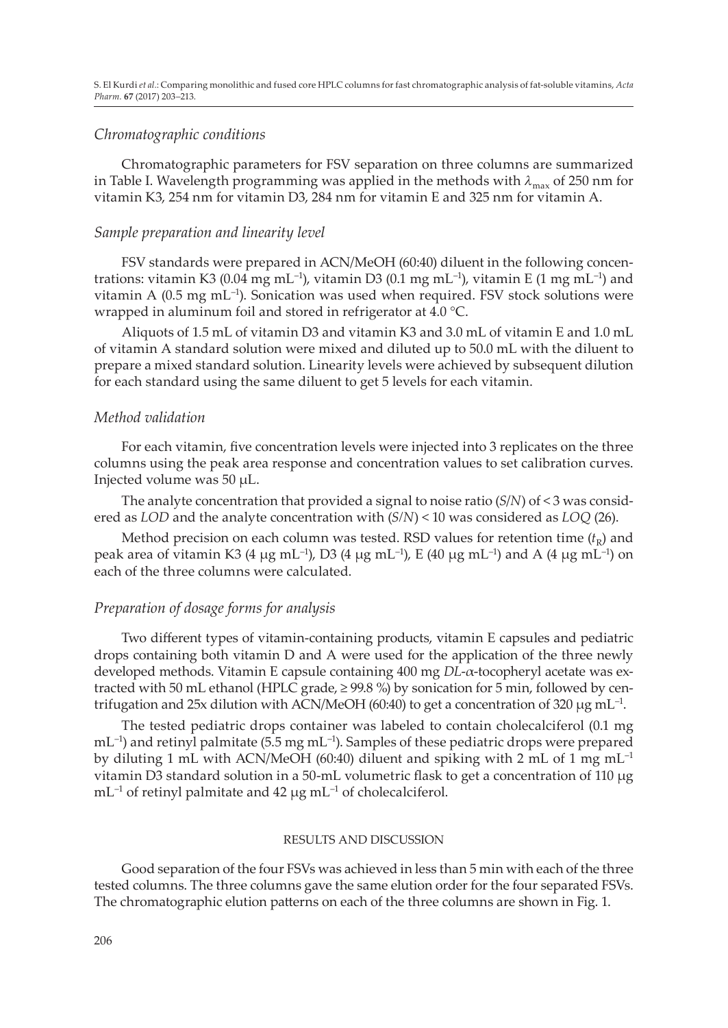### *Chromatographic conditions*

Chromatographic parameters for FSV separation on three columns are summarized in Table I. Wavelength programming was applied in the methods with $\lambda_{max}$ of 250 nm for vitamin K3, 254 nm for vitamin D3, 284 nm for vitamin E and 325 nm for vitamin A.

### *Sample preparation and linearity level*

FSV standards were prepared in ACN/MeOH (60:40) diluent in the following concentrations: vitamin K3 (0.04 mg mL$^{-1}$), vitamin D3 (0.1 mg mL$^{-1}$), vitamin E (1 mg mL$^{-1}$) and vitamin A (0.5 mg mL$^{-1}$). Sonication was used when required. FSV stock solutions were wrapped in aluminum foil and stored in refrigerator at 4.0 °C.

Aliquots of 1.5 mL of vitamin D3 and vitamin K3 and 3.0 mL of vitamin E and 1.0 mL of vitamin A standard solution were mixed and diluted up to 50.0 mL with the diluent to prepare a mixed standard solution. Linearity levels were achieved by subsequent dilution for each standard using the same diluent to get 5 levels for each vitamin.

### *Method validation*

For each vitamin, five concentration levels were injected into 3 replicates on the three columns using the peak area response and concentration values to set calibration curves. Injected volume was 50 μL.

The analyte concentration that provided a signal to noise ratio ($S/N$) of < 3 was considered as *LOD* and the analyte concentration with ($S/N$) < 10 was considered as *LOQ* (26).

Method precision on each column was tested. RSD values for retention time ($t_R$) and peak area of vitamin K3 (4 μg mL$^{-1}$), D3 (4 μg mL$^{-1}$), E (40 μg mL$^{-1}$) and A (4 μg mL$^{-1}$) on each of the three columns were calculated.

### *Preparation of dosage forms for analysis*

Two different types of vitamin-containing products, vitamin E capsules and pediatric drops containing both vitamin D and A were used for the application of the three newly developed methods. Vitamin E capsule containing 400 mg *DL*-$\alpha$-tocopheryl acetate was extracted with 50 mL ethanol (HPLC grade, ≥ 99.8 %) by sonication for 5 min, followed by centrifugation and 25x dilution with ACN/MeOH (60:40) to get a concentration of 320 μg mL$^{-1}$.

The tested pediatric drops container was labeled to contain cholecalciferol (0.1 mg mL$^{-1}$) and retinyl palmitate (5.5 mg mL$^{-1}$). Samples of these pediatric drops were prepared by diluting 1 mL with ACN/MeOH (60:40) diluent and spiking with 2 mL of 1 mg mL$^{-1}$ vitamin D3 standard solution in a 50-mL volumetric flask to get a concentration of 110 μg mL$^{-1}$ of retinyl palmitate and 42 μg mL$^{-1}$ of cholecalciferol.

## RESULTS AND DISCUSSION

Good separation of the four FSVs was achieved in less than 5 min with each of the three tested columns. The three columns gave the same elution order for the four separated FSVs. The chromatographic elution patterns on each of the three columns are shown in Fig. 1.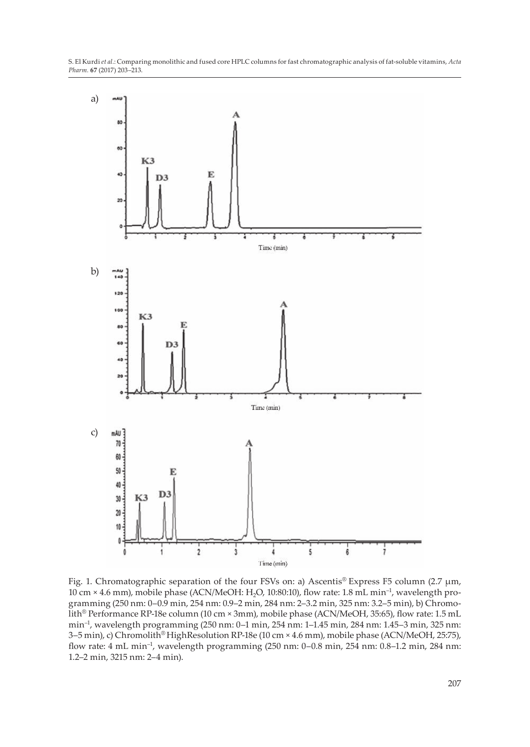Fig. 1. Chromatographic separation of the four FSVs on: a) Ascentis® Express F5 column (2.7 µm, 10 cm × 4.6 mm), mobile phase (ACN/MeOH: $H_2O$, 10:80:10), flow rate: 1.8 mL min$^{-1}$, wavelength programming (250 nm: 0–0.9 min, 254 nm: 0.9–2 min, 284 nm: 2–3.2 min, 325 nm: 3.2–5 min), b) Chromolith® Performance RP-18e column (10 cm × 3mm), mobile phase (ACN/MeOH, 35:65), flow rate: 1.5 mL min$^{-1}$, wavelength programming (250 nm: 0–1 min, 254 nm: 1–1.45 min, 284 nm: 1.45–3 min, 325 nm: 3–5 min), c) Chromolith® HighResolution RP-18e (10 cm × 4.6 mm), mobile phase (ACN/MeOH, 25:75), flow rate: 4 mL min$^{-1}$, wavelength programming (250 nm: 0–0.8 min, 254 nm: 0.8–1.2 min, 284 nm: 1.2–2 min, 3215 nm: 2–4 min).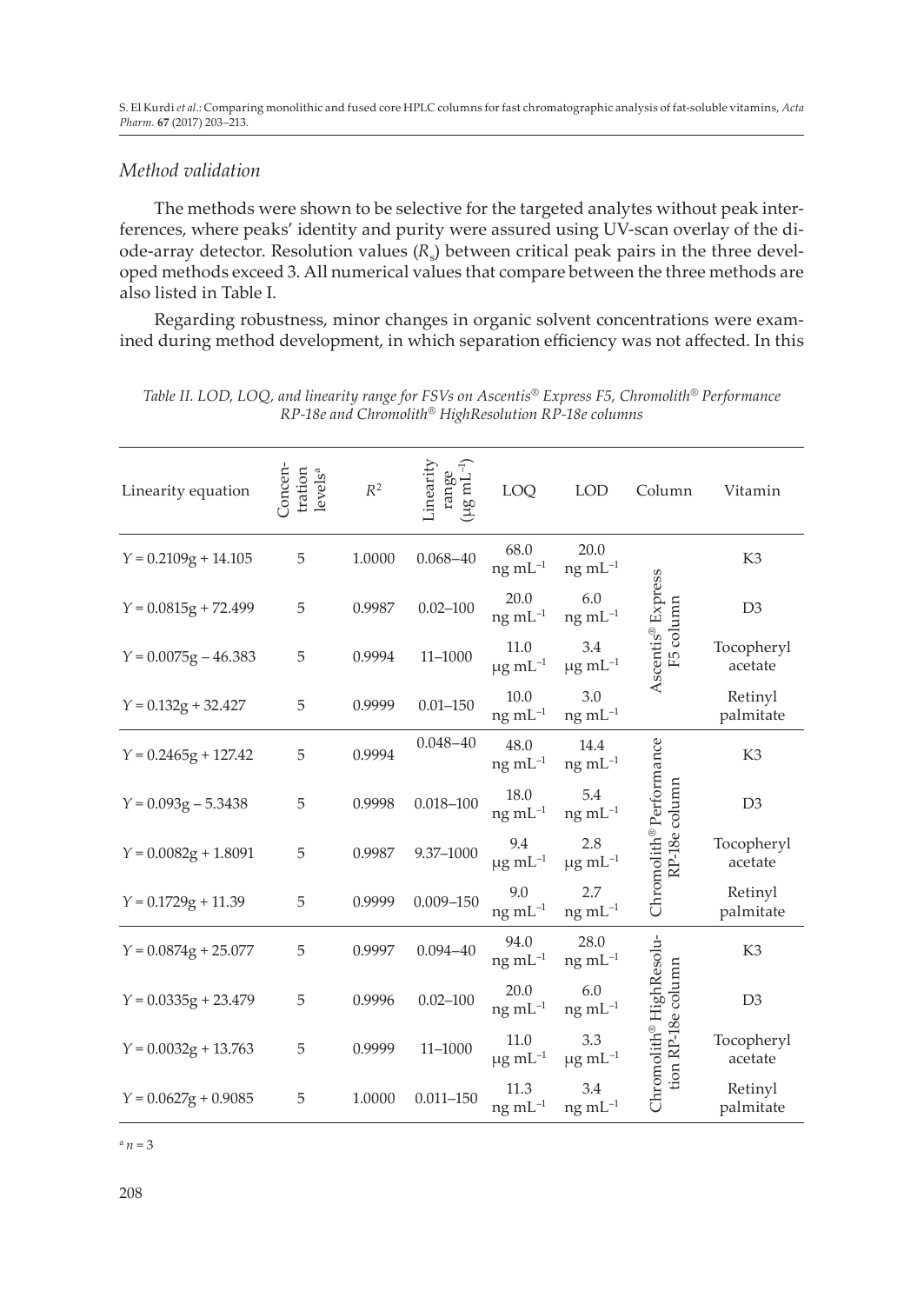### *Method validation*

The methods were shown to be selective for the targeted analytes without peak interferences, where peaks' identity and purity were assured using UV-scan overlay of the diode-array detector. Resolution values ($R_s$) between critical peak pairs in the three developed methods exceed 3. All numerical values that compare between the three methods are also listed in Table I.

Regarding robustness, minor changes in organic solvent concentrations were examined during method development, in which separation efficiency was not affected. In this

*Table II. LOD, LOQ, and linearity range for FSVs on Ascentis® Express F5, Chromolith® Performance RP-18e and Chromolith® HighResolution RP-18e columns*

| Linearity equation | Concentration levels[a] | $R^2$ | Linearity range (μg mL$^{-1}$) | LOQ | LOD | Column | Vitamin |
|---|---|---|---|---|---|---|---|
| $Y = 0.2109g + 14.105$ | 5 | 1.0000 | 0.068–40 | 68.0 ng mL$^{-1}$ | 20.0 ng mL$^{-1}$ | Ascentis® Express F5 column | K3 |
| $Y = 0.0815g + 72.499$ | 5 | 0.9987 | 0.02–100 | 20.0 ng mL$^{-1}$ | 6.0 ng mL$^{-1}$ | | D3 |
| $Y = 0.0075g – 46.383$ | 5 | 0.9994 | 11–1000 | 11.0 μg mL$^{-1}$ | 3.4 μg mL$^{-1}$ | | Tocopheryl acetate |
| $Y = 0.132g + 32.427$ | 5 | 0.9999 | 0.01–150 | 10.0 ng mL$^{-1}$ | 3.0 ng mL$^{-1}$ | | Retinyl palmitate |
| $Y = 0.2465g + 127.42$ | 5 | 0.9994 | 0.048–40 | 48.0 ng mL$^{-1}$ | 14.4 ng mL$^{-1}$ | Chromolith® Performance RP-18e column | K3 |
| $Y = 0.093g – 5.3438$ | 5 | 0.9998 | 0.018–100 | 18.0 ng mL$^{-1}$ | 5.4 ng mL$^{-1}$ | | D3 |
| $Y = 0.0082g + 1.8091$ | 5 | 0.9987 | 9.37–1000 | 9.4 μg mL$^{-1}$ | 2.8 μg mL$^{-1}$ | | Tocopheryl acetate |
| $Y = 0.1729g + 11.39$ | 5 | 0.9999 | 0.009–150 | 9.0 ng mL$^{-1}$ | 2.7 ng mL$^{-1}$ | | Retinyl palmitate |
| $Y = 0.0874g + 25.077$ | 5 | 0.9997 | 0.094–40 | 94.0 ng mL$^{-1}$ | 28.0 ng mL$^{-1}$ | Chromolith® HighResolution RP-18e column | K3 |
| $Y = 0.0335g + 23.479$ | 5 | 0.9996 | 0.02–100 | 20.0 ng mL$^{-1}$ | 6.0 ng mL$^{-1}$ | | D3 |
| $Y = 0.0032g + 13.763$ | 5 | 0.9999 | 11–1000 | 11.0 μg mL$^{-1}$ | 3.3 μg mL$^{-1}$ | | Tocopheryl acetate |
| $Y = 0.0627g + 0.9085$ | 5 | 1.0000 | 0.011–150 | 11.3 ng mL$^{-1}$ | 3.4 ng mL$^{-1}$ | | Retinyl palmitate |

[a] $n = 3$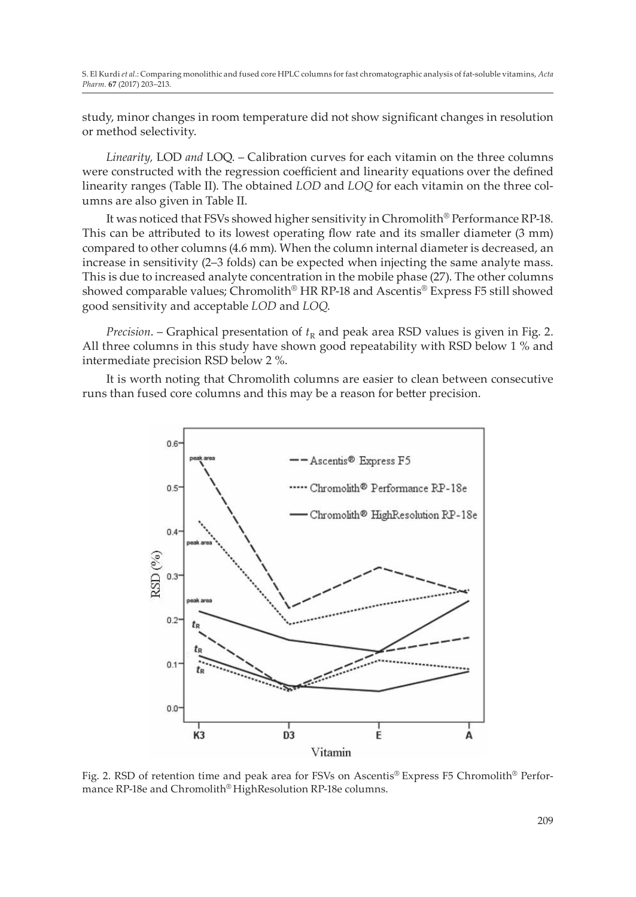study, minor changes in room temperature did not show significant changes in resolution or method selectivity.

*Linearity,* LOD *and* LOQ. – Calibration curves for each vitamin on the three columns were constructed with the regression coefficient and linearity equations over the defined linearity ranges (Table II). The obtained *LOD* and *LOQ* for each vitamin on the three columns are also given in Table II.

It was noticed that FSVs showed higher sensitivity in Chromolith® Performance RP-18. This can be attributed to its lowest operating flow rate and its smaller diameter (3 mm) compared to other columns (4.6 mm). When the column internal diameter is decreased, an increase in sensitivity (2–3 folds) can be expected when injecting the same analyte mass. This is due to increased analyte concentration in the mobile phase (27). The other columns showed comparable values; Chromolith® HR RP-18 and Ascentis® Express F5 still showed good sensitivity and acceptable *LOD* and *LOQ*.

*Precision*. – Graphical presentation of $t_R$ and peak area RSD values is given in Fig. 2. All three columns in this study have shown good repeatability with RSD below 1 % and intermediate precision RSD below 2 %.

It is worth noting that Chromolith columns are easier to clean between consecutive runs than fused core columns and this may be a reason for better precision.

Fig. 2. RSD of retention time and peak area for FSVs on Ascentis® Express F5 Chromolith® Performance RP-18e and Chromolith® HighResolution RP-18e columns.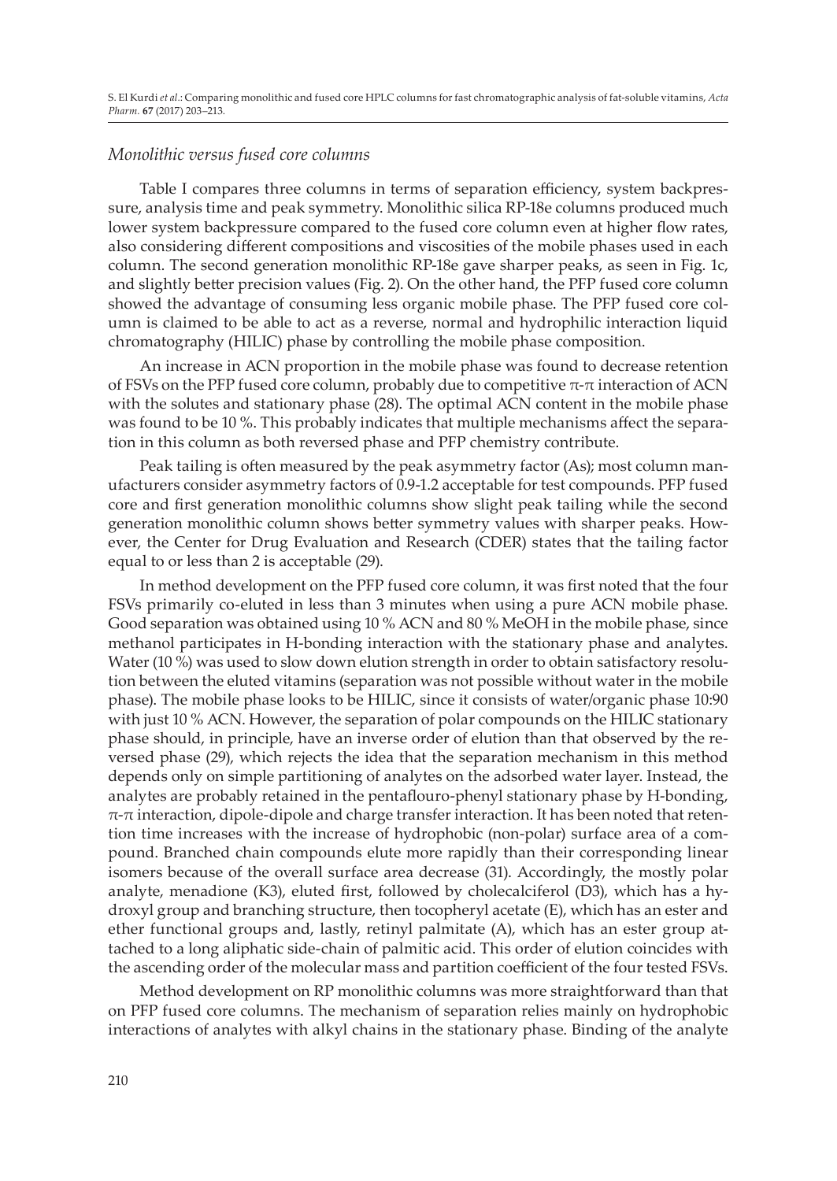### *Monolithic versus fused core columns*

Table I compares three columns in terms of separation efficiency, system backpressure, analysis time and peak symmetry. Monolithic silica RP-18e columns produced much lower system backpressure compared to the fused core column even at higher flow rates, also considering different compositions and viscosities of the mobile phases used in each column. The second generation monolithic RP-18e gave sharper peaks, as seen in Fig. 1c, and slightly better precision values (Fig. 2). On the other hand, the PFP fused core column showed the advantage of consuming less organic mobile phase. The PFP fused core column is claimed to be able to act as a reverse, normal and hydrophilic interaction liquid chromatography (HILIC) phase by controlling the mobile phase composition.

An increase in ACN proportion in the mobile phase was found to decrease retention of FSVs on the PFP fused core column, probably due to competitive π-π interaction of ACN with the solutes and stationary phase (28). The optimal ACN content in the mobile phase was found to be 10 %. This probably indicates that multiple mechanisms affect the separation in this column as both reversed phase and PFP chemistry contribute.

Peak tailing is often measured by the peak asymmetry factor (As); most column manufacturers consider asymmetry factors of 0.9-1.2 acceptable for test compounds. PFP fused core and first generation monolithic columns show slight peak tailing while the second generation monolithic column shows better symmetry values with sharper peaks. However, the Center for Drug Evaluation and Research (CDER) states that the tailing factor equal to or less than 2 is acceptable (29).

In method development on the PFP fused core column, it was first noted that the four FSVs primarily co-eluted in less than 3 minutes when using a pure ACN mobile phase. Good separation was obtained using 10 % ACN and 80 % MeOH in the mobile phase, since methanol participates in H-bonding interaction with the stationary phase and analytes. Water (10 %) was used to slow down elution strength in order to obtain satisfactory resolution between the eluted vitamins (separation was not possible without water in the mobile phase). The mobile phase looks to be HILIC, since it consists of water/organic phase 10:90 with just 10 % ACN. However, the separation of polar compounds on the HILIC stationary phase should, in principle, have an inverse order of elution than that observed by the reversed phase (29), which rejects the idea that the separation mechanism in this method depends only on simple partitioning of analytes on the adsorbed water layer. Instead, the analytes are probably retained in the pentaflouro-phenyl stationary phase by H-bonding, π-π interaction, dipole-dipole and charge transfer interaction. It has been noted that retention time increases with the increase of hydrophobic (non-polar) surface area of a compound. Branched chain compounds elute more rapidly than their corresponding linear isomers because of the overall surface area decrease (31). Accordingly, the mostly polar analyte, menadione (K3), eluted first, followed by cholecalciferol (D3), which has a hydroxyl group and branching structure, then tocopheryl acetate (E), which has an ester and ether functional groups and, lastly, retinyl palmitate (A), which has an ester group attached to a long aliphatic side-chain of palmitic acid. This order of elution coincides with the ascending order of the molecular mass and partition coefficient of the four tested FSVs.

Method development on RP monolithic columns was more straightforward than that on PFP fused core columns. The mechanism of separation relies mainly on hydrophobic interactions of analytes with alkyl chains in the stationary phase. Binding of the analyte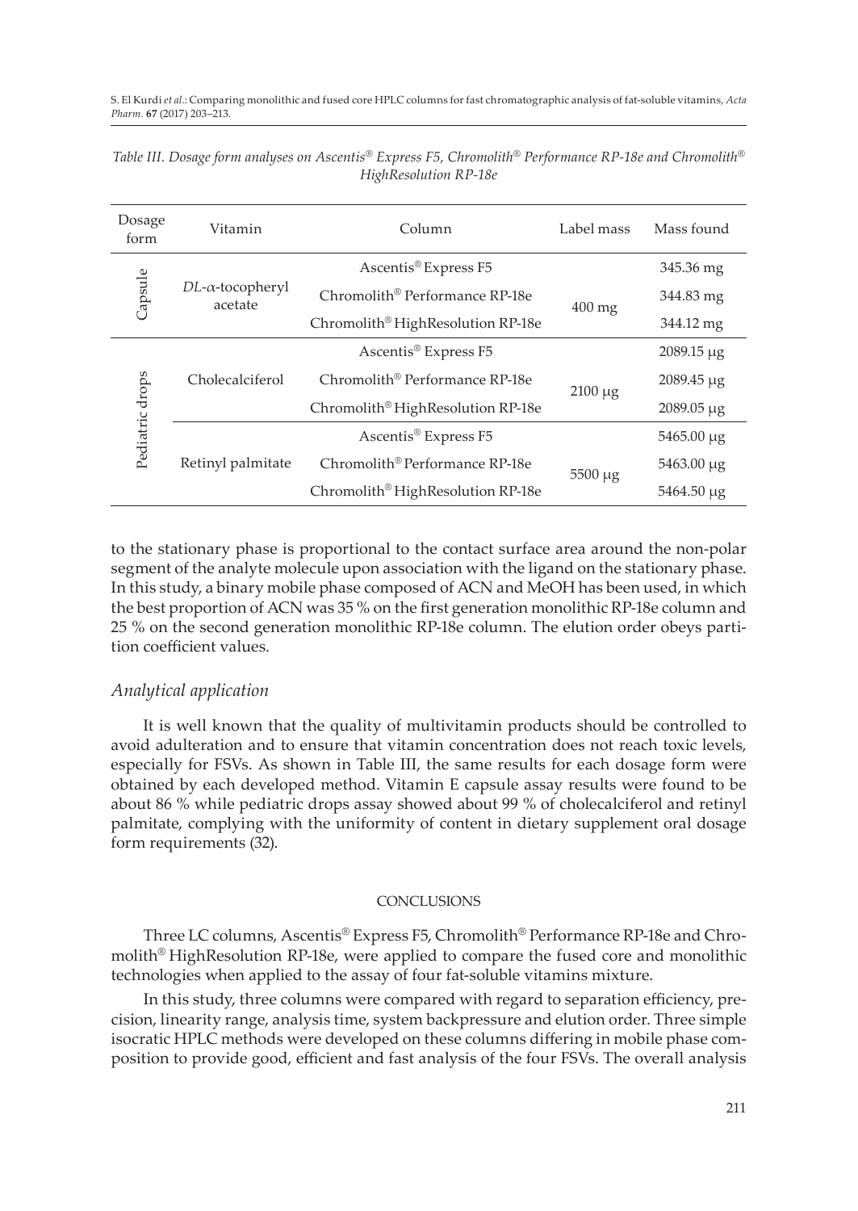*Table III. Dosage form analyses on Ascentis® Express F5, Chromolith® Performance RP-18e and Chromolith® HighResolution RP-18e*

| Dosage form | Vitamin | Column | Label mass | Mass found |
|---|---|---|---|---|
| Capsule | *DL*-α-tocopheryl acetate | Ascentis® Express F5 | 400 mg | 345.36 mg |
| | | Chromolith® Performance RP-18e | | 344.83 mg |
| | | Chromolith® HighResolution RP-18e | | 344.12 mg |
| Pediatric drops | Cholecalciferol | Ascentis® Express F5 | 2100 μg | 2089.15 μg |
| | | Chromolith® Performance RP-18e | | 2089.45 μg |
| | | Chromolith® HighResolution RP-18e | | 2089.05 μg |
| | Retinyl palmitate | Ascentis® Express F5 | 5500 μg | 5465.00 μg |
| | | Chromolith® Performance RP-18e | | 5463.00 μg |
| | | Chromolith® HighResolution RP-18e | | 5464.50 μg |

to the stationary phase is proportional to the contact surface area around the non-polar segment of the analyte molecule upon association with the ligand on the stationary phase. In this study, a binary mobile phase composed of ACN and MeOH has been used, in which the best proportion of ACN was 35 % on the first generation monolithic RP-18e column and 25 % on the second generation monolithic RP-18e column. The elution order obeys partition coefficient values.

### *Analytical application*

It is well known that the quality of multivitamin products should be controlled to avoid adulteration and to ensure that vitamin concentration does not reach toxic levels, especially for FSVs. As shown in Table III, the same results for each dosage form were obtained by each developed method. Vitamin E capsule assay results were found to be about 86 % while pediatric drops assay showed about 99 % of cholecalciferol and retinyl palmitate, complying with the uniformity of content in dietary supplement oral dosage form requirements (32).

## CONCLUSIONS

Three LC columns, Ascentis® Express F5, Chromolith® Performance RP-18e and Chromolith® HighResolution RP-18e, were applied to compare the fused core and monolithic technologies when applied to the assay of four fat-soluble vitamins mixture.

In this study, three columns were compared with regard to separation efficiency, precision, linearity range, analysis time, system backpressure and elution order. Three simple isocratic HPLC methods were developed on these columns differing in mobile phase composition to provide good, efficient and fast analysis of the four FSVs. The overall analysis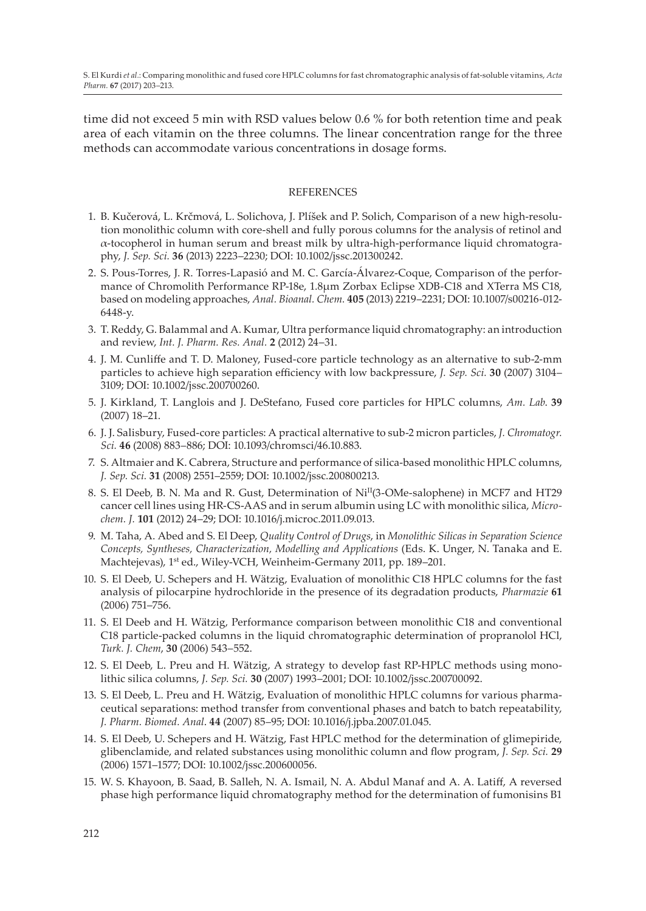time did not exceed 5 min with RSD values below 0.6 % for both retention time and peak area of each vitamin on the three columns. The linear concentration range for the three methods can accommodate various concentrations in dosage forms.

## REFERENCES

1. B. Kučerová, L. Krčmová, L. Solichova, J. Plíšek and P. Solich, Comparison of a new high-resolution monolithic column with core-shell and fully porous columns for the analysis of retinol and α-tocopherol in human serum and breast milk by ultra-high-performance liquid chromatography, *J. Sep. Sci.* **36** (2013) 2223–2230; DOI: 10.1002/jssc.201300242.
2. S. Pous-Torres, J. R. Torres-Lapasió and M. C. García-Álvarez-Coque, Comparison of the performance of Chromolith Performance RP-18e, 1.8μm Zorbax Eclipse XDB-C18 and XTerra MS C18, based on modeling approaches, *Anal. Bioanal. Chem.* **405** (2013) 2219–2231; DOI: 10.1007/s00216-012-6448-y.
3. T. Reddy, G. Balammal and A. Kumar, Ultra performance liquid chromatography: an introduction and review, *Int. J. Pharm. Res. Anal.* **2** (2012) 24–31.
4. J. M. Cunliffe and T. D. Maloney, Fused-core particle technology as an alternative to sub-2-mm particles to achieve high separation efficiency with low backpressure, *J. Sep. Sci.* **30** (2007) 3104–3109; DOI: 10.1002/jssc.200700260.
5. J. Kirkland, T. Langlois and J. DeStefano, Fused core particles for HPLC columns, *Am. Lab.* **39** (2007) 18–21.
6. J. J. Salisbury, Fused-core particles: A practical alternative to sub-2 micron particles, *J. Chromatogr. Sci.* **46** (2008) 883–886; DOI: 10.1093/chromsci/46.10.883.
7. S. Altmaier and K. Cabrera, Structure and performance of silica-based monolithic HPLC columns, *J. Sep. Sci.* **31** (2008) 2551–2559; DOI: 10.1002/jssc.200800213.
8. S. El Deeb, B. N. Ma and R. Gust, Determination of $Ni^{II}$(3-OMe-salophene) in MCF7 and HT29 cancer cell lines using HR-CS-AAS and in serum albumin using LC with monolithic silica, *Microchem. J.* **101** (2012) 24–29; DOI: 10.1016/j.microc.2011.09.013.
9. M. Taha, A. Abed and S. El Deep, *Quality Control of Drugs*, in *Monolithic Silicas in Separation Science Concepts, Syntheses, Characterization, Modelling and Applications* (Eds. K. Unger, N. Tanaka and E. Machtejevas), 1st ed., Wiley-VCH, Weinheim-Germany 2011, pp. 189–201.
10. S. El Deeb, U. Schepers and H. Wätzig, Evaluation of monolithic C18 HPLC columns for the fast analysis of pilocarpine hydrochloride in the presence of its degradation products, *Pharmazie* **61** (2006) 751–756.
11. S. El Deeb and H. Wätzig, Performance comparison between monolithic C18 and conventional C18 particle-packed columns in the liquid chromatographic determination of propranolol HCl, *Turk. J. Chem*, **30** (2006) 543–552.
12. S. El Deeb, L. Preu and H. Wätzig, A strategy to develop fast RP-HPLC methods using monolithic silica columns, *J. Sep. Sci.* **30** (2007) 1993–2001; DOI: 10.1002/jssc.200700092.
13. S. El Deeb, L. Preu and H. Wätzig, Evaluation of monolithic HPLC columns for various pharmaceutical separations: method transfer from conventional phases and batch to batch repeatability, *J. Pharm. Biomed. Anal.* **44** (2007) 85–95; DOI: 10.1016/j.jpba.2007.01.045.
14. S. El Deeb, U. Schepers and H. Wätzig, Fast HPLC method for the determination of glimepiride, glibenclamide, and related substances using monolithic column and flow program, *J. Sep. Sci.* **29** (2006) 1571–1577; DOI: 10.1002/jssc.200600056.
15. W. S. Khayoon, B. Saad, B. Salleh, N. A. Ismail, N. A. Abdul Manaf and A. A. Latiff, A reversed phase high performance liquid chromatography method for the determination of fumonisins B1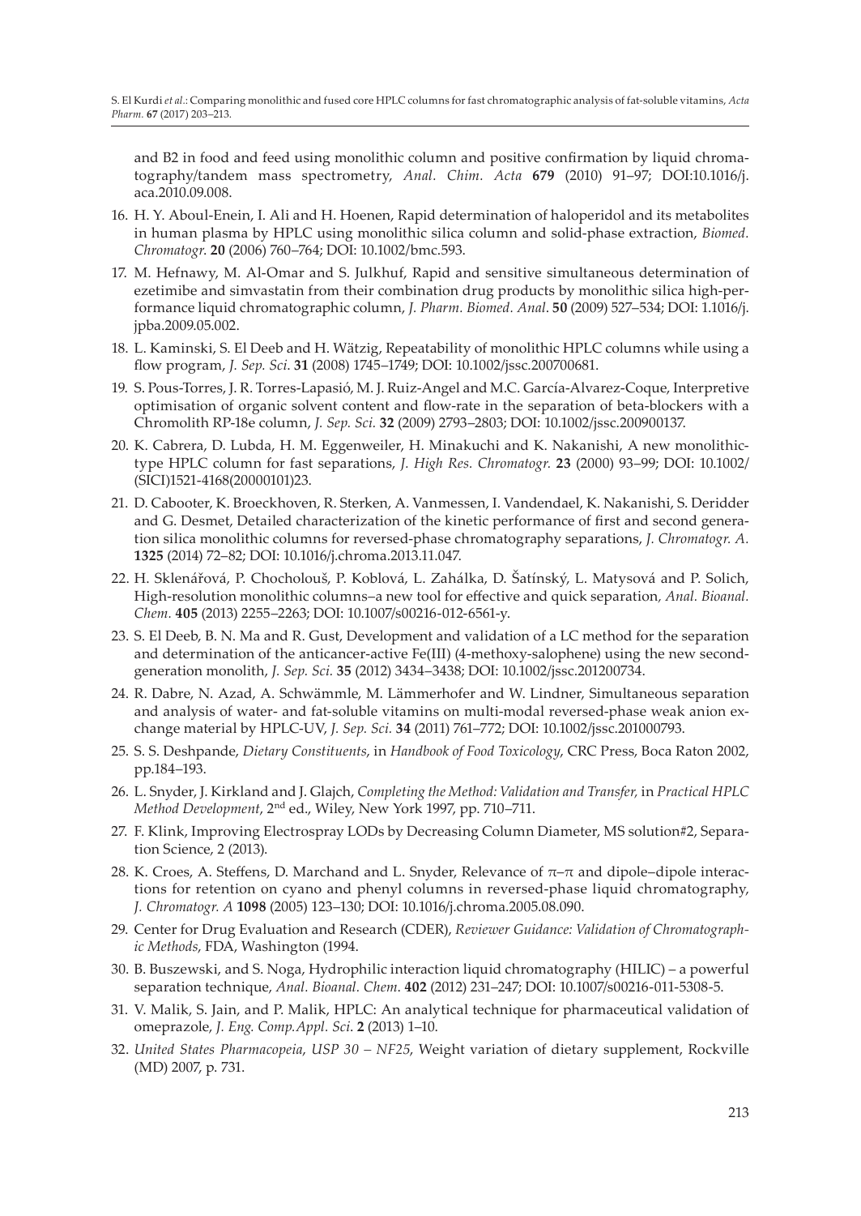and B2 in food and feed using monolithic column and positive confirmation by liquid chromatography/tandem mass spectrometry, *Anal. Chim. Acta* **679** (2010) 91–97; DOI:10.1016/j.aca.2010.09.008.

16. H. Y. Aboul-Enein, I. Ali and H. Hoenen, Rapid determination of haloperidol and its metabolites in human plasma by HPLC using monolithic silica column and solid-phase extraction, *Biomed. Chromatogr.* **20** (2006) 760–764; DOI: 10.1002/bmc.593.
17. M. Hefnawy, M. Al-Omar and S. Julkhuf, Rapid and sensitive simultaneous determination of ezetimibe and simvastatin from their combination drug products by monolithic silica high-performance liquid chromatographic column, *J. Pharm. Biomed. Anal*. **50** (2009) 527–534; DOI: 1.1016/j.jpba.2009.05.002.
18. L. Kaminski, S. El Deeb and H. Wätzig, Repeatability of monolithic HPLC columns while using a flow program, *J. Sep. Sci*. **31** (2008) 1745–1749; DOI: 10.1002/jssc.200700681.
19. S. Pous-Torres, J. R. Torres-Lapasió, M. J. Ruiz-Angel and M.C. García-Alvarez-Coque, Interpretive optimisation of organic solvent content and flow-rate in the separation of beta-blockers with a Chromolith RP-18e column, *J. Sep. Sci.* **32** (2009) 2793–2803; DOI: 10.1002/jssc.200900137.
20. K. Cabrera, D. Lubda, H. M. Eggenweiler, H. Minakuchi and K. Nakanishi, A new monolithic-type HPLC column for fast separations, *J. High Res. Chromatogr.* **23** (2000) 93–99; DOI: 10.1002/(SICI)1521-4168(20000101)23.
21. D. Cabooter, K. Broeckhoven, R. Sterken, A. Vanmessen, I. Vandendael, K. Nakanishi, S. Deridder and G. Desmet, Detailed characterization of the kinetic performance of first and second generation silica monolithic columns for reversed-phase chromatography separations, *J. Chromatogr. A.* **1325** (2014) 72–82; DOI: 10.1016/j.chroma.2013.11.047.
22. H. Sklenářová, P. Chocholouš, P. Koblová, L. Zahálka, D. Šatínský, L. Matysová and P. Solich, High-resolution monolithic columns–a new tool for effective and quick separation, *Anal. Bioanal. Chem.* **405** (2013) 2255–2263; DOI: 10.1007/s00216-012-6561-y.
23. S. El Deeb, B. N. Ma and R. Gust, Development and validation of a LC method for the separation and determination of the anticancer-active Fe(III) (4-methoxy-salophene) using the new second-generation monolith, *J. Sep. Sci.* **35** (2012) 3434–3438; DOI: 10.1002/jssc.201200734.
24. R. Dabre, N. Azad, A. Schwämmle, M. Lämmerhofer and W. Lindner, Simultaneous separation and analysis of water- and fat-soluble vitamins on multi-modal reversed-phase weak anion exchange material by HPLC-UV, *J. Sep. Sci.* **34** (2011) 761–772; DOI: 10.1002/jssc.201000793.
25. S. S. Deshpande, *Dietary Constituents*, in *Handbook of Food Toxicology*, CRC Press, Boca Raton 2002, pp.184–193.
26. L. Snyder, J. Kirkland and J. Glajch, *Completing the Method: Validation and Transfer,* in *Practical HPLC Method Development*, 2nd ed., Wiley, New York 1997, pp. 710–711.
27. F. Klink, Improving Electrospray LODs by Decreasing Column Diameter, MS solution#2, Separation Science, 2 (2013).
28. K. Croes, A. Steffens, D. Marchand and L. Snyder, Relevance of π–π and dipole–dipole interactions for retention on cyano and phenyl columns in reversed-phase liquid chromatography, *J. Chromatogr. A* **1098** (2005) 123–130; DOI: 10.1016/j.chroma.2005.08.090.
29. Center for Drug Evaluation and Research (CDER), *Reviewer Guidance: Validation of Chromatographic Methods*, FDA, Washington (1994.
30. B. Buszewski, and S. Noga, Hydrophilic interaction liquid chromatography (HILIC) – a powerful separation technique, *Anal. Bioanal. Chem*. **402** (2012) 231–247; DOI: 10.1007/s00216-011-5308-5.
31. V. Malik, S. Jain, and P. Malik, HPLC: An analytical technique for pharmaceutical validation of omeprazole, *J. Eng. Comp.Appl. Sci*. **2** (2013) 1–10.
32. *United States Pharmacopeia*, *USP 30 – NF25*, Weight variation of dietary supplement, Rockville (MD) 2007, p. 731.